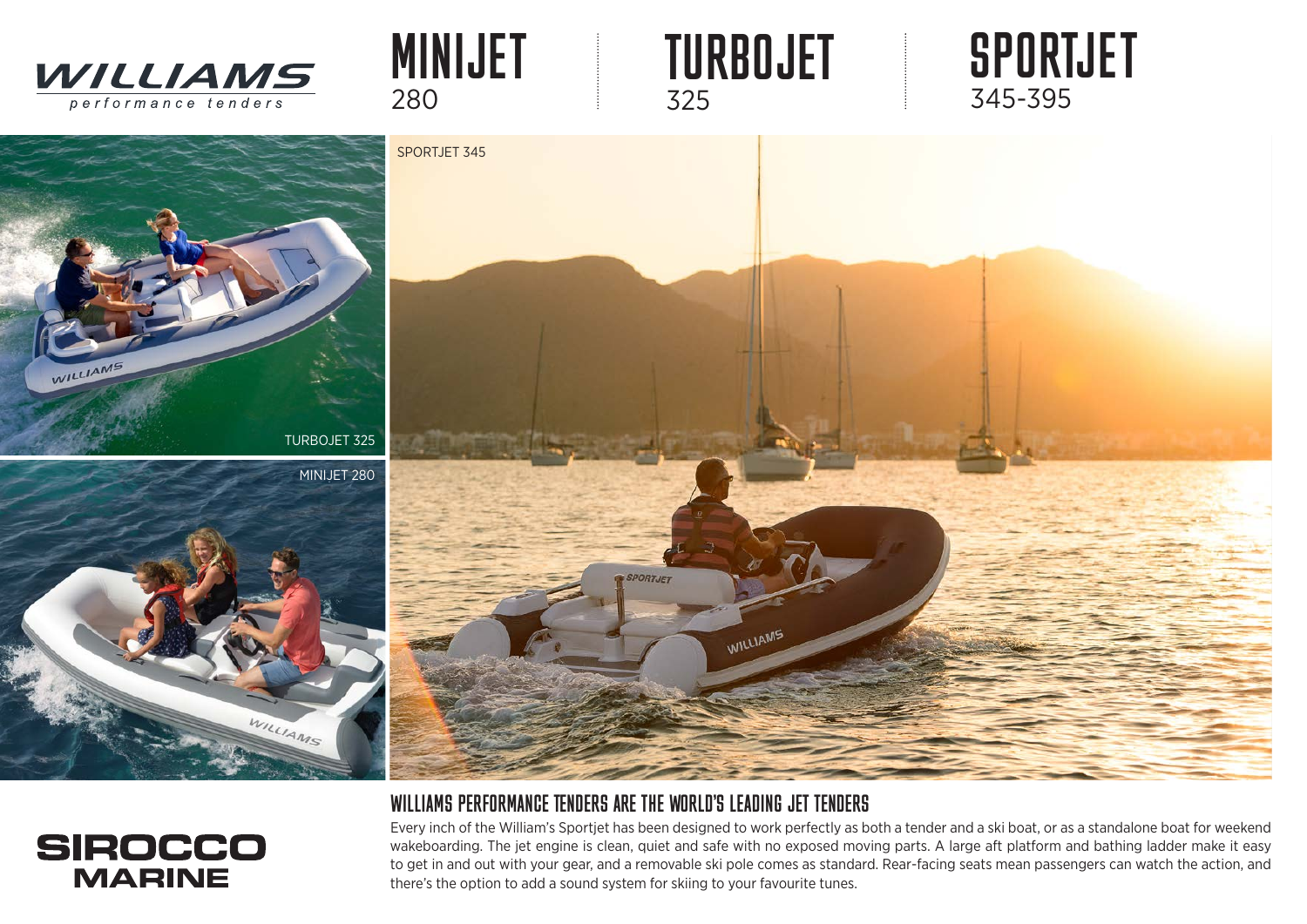WILLIAMS
performance tenders

# MINIJET
280

# TURBOJET
325

# SPORTJET
345-395

SPORTJET 345

TURBOJET 325

MINIJET 280

## WILLIAMS PERFORMANCE TENDERS ARE THE WORLD'S LEADING JET TENDERS

Every inch of the William's Sportjet has been designed to work perfectly as both a tender and a ski boat, or as a standalone boat for weekend wakeboarding. The jet engine is clean, quiet and safe with no exposed moving parts. A large aft platform and bathing ladder make it easy to get in and out with your gear, and a removable ski pole comes as standard. Rear-facing seats mean passengers can watch the action, and there's the option to add a sound system for skiing to your favourite tunes.

SIROCCO MARINE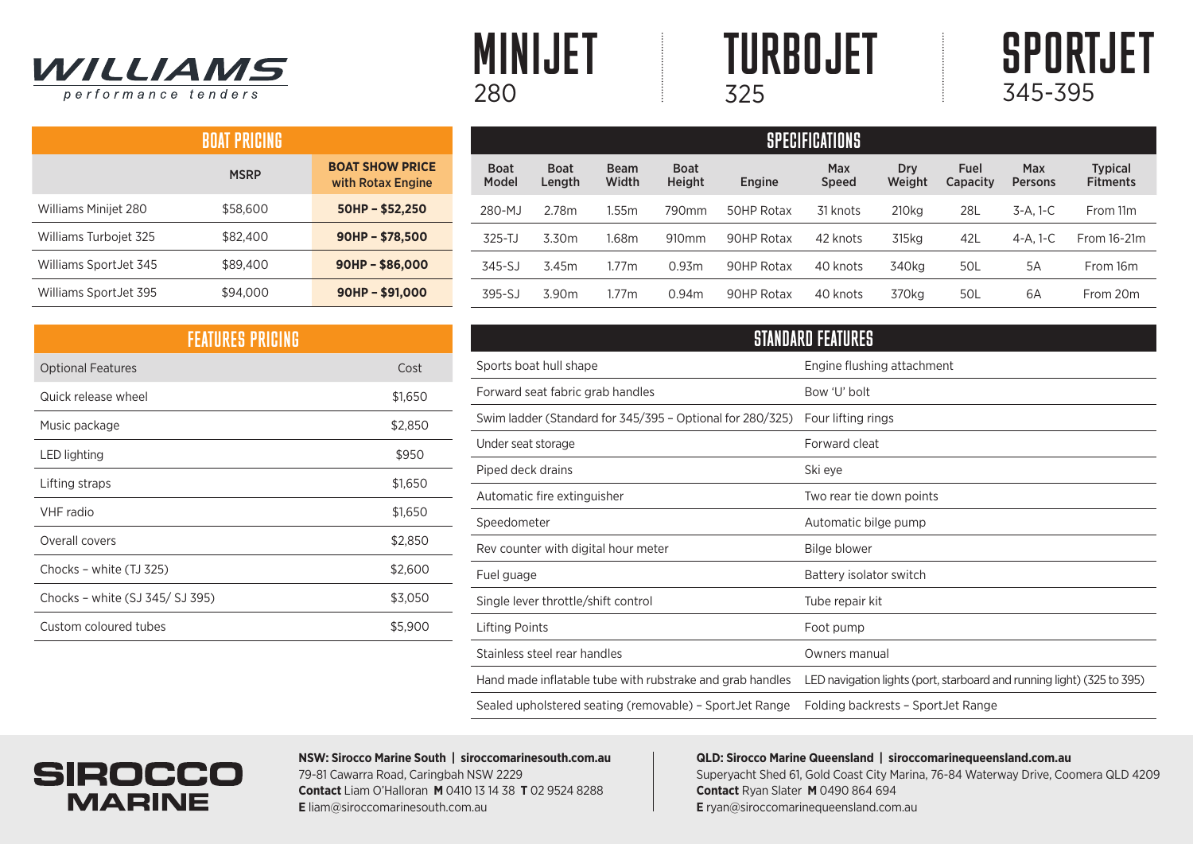# WILLIAMS
*performance tenders*

# MINIJET 280 | TURBOJET 325 | SPORTJET 345-395

## BOAT PRICING

| | MSRP | BOAT SHOW PRICE with Rotax Engine |
|---|---|---|
| Williams Minijet 280 | $58,600 | **50HP – $52,250** |
| Williams Turbojet 325 | $82,400 | **90HP – $78,500** |
| Williams SportJet 345 | $89,400 | **90HP – $86,000** |
| Williams SportJet 395 | $94,000 | **90HP – $91,000** |

## SPECIFICATIONS

| Boat Model | Boat Length | Beam Width | Boat Height | Engine | Max Speed | Dry Weight | Fuel Capacity | Max Persons | Typical Fitments |
|---|---|---|---|---|---|---|---|---|---|
| 280-MJ | 2.78m | 1.55m | 790mm | 50HP Rotax | 31 knots | 210kg | 28L | 3-A, 1-C | From 11m |
| 325-TJ | 3.30m | 1.68m | 910mm | 90HP Rotax | 42 knots | 315kg | 42L | 4-A, 1-C | From 16-21m |
| 345-SJ | 3.45m | 1.77m | 0.93m | 90HP Rotax | 40 knots | 340kg | 50L | 5A | From 16m |
| 395-SJ | 3.90m | 1.77m | 0.94m | 90HP Rotax | 40 knots | 370kg | 50L | 6A | From 20m |

## FEATURES PRICING

| Optional Features | Cost |
|---|---|
| Quick release wheel | $1,650 |
| Music package | $2,850 |
| LED lighting | $950 |
| Lifting straps | $1,650 |
| VHF radio | $1,650 |
| Overall covers | $2,850 |
| Chocks – white (TJ 325) | $2,600 |
| Chocks – white (SJ 345/ SJ 395) | $3,050 |
| Custom coloured tubes | $5,900 |

## STANDARD FEATURES

| | |
|---|---|
| Sports boat hull shape | Engine flushing attachment |
| Forward seat fabric grab handles | Bow 'U' bolt |
| Swim ladder (Standard for 345/395 – Optional for 280/325) | Four lifting rings |
| Under seat storage | Forward cleat |
| Piped deck drains | Ski eye |
| Automatic fire extinguisher | Two rear tie down points |
| Speedometer | Automatic bilge pump |
| Rev counter with digital hour meter | Bilge blower |
| Fuel guage | Battery isolator switch |
| Single lever throttle/shift control | Tube repair kit |
| Lifting Points | Foot pump |
| Stainless steel rear handles | Owners manual |
| Hand made inflatable tube with rubstrake and grab handles | LED navigation lights (port, starboard and running light) (325 to 395) |
| Sealed upholstered seating (removable) – SportJet Range | Folding backrests – SportJet Range |

**SIROCCO MARINE**

**NSW: Sirocco Marine South | siroccomarinesouth.com.au**
79-81 Cawarra Road, Caringbah NSW 2229
**Contact** Liam O'Halloran **M** 0410 13 14 38 **T** 02 9524 8288
**E** liam@siroccomarinesouth.com.au

**QLD: Sirocco Marine Queensland | siroccomarinequeensland.com.au**
Superyacht Shed 61, Gold Coast City Marina, 76-84 Waterway Drive, Coomera QLD 4209
**Contact** Ryan Slater **M** 0490 864 694
**E** ryan@siroccomarinequeensland.com.au